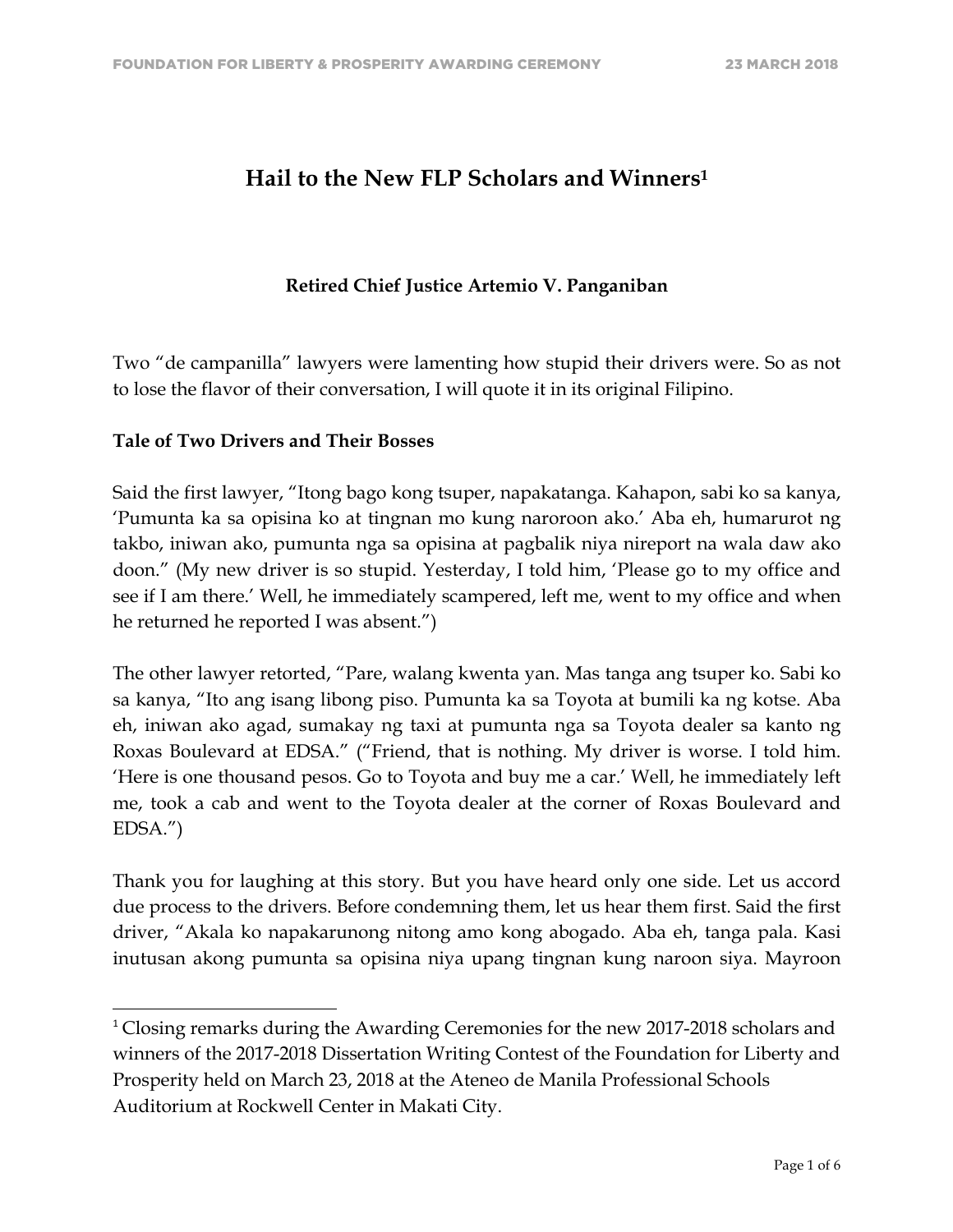# Hail to the New FLP Scholars and Winners[1]

**Retired Chief Justice Artemio V. Panganiban**

Two "de campanilla" lawyers were lamenting how stupid their drivers were. So as not to lose the flavor of their conversation, I will quote it in its original Filipino.

### Tale of Two Drivers and Their Bosses

Said the first lawyer, "Itong bago kong tsuper, napakatanga. Kahapon, sabi ko sa kanya, 'Pumunta ka sa opisina ko at tingnan mo kung naroroon ako.' Aba eh, humarurot ng takbo, iniwan ako, pumunta nga sa opisina at pagbalik niya nireport na wala daw ako doon." (My new driver is so stupid. Yesterday, I told him, 'Please go to my office and see if I am there.' Well, he immediately scampered, left me, went to my office and when he returned he reported I was absent.")

The other lawyer retorted, "Pare, walang kwenta yan. Mas tanga ang tsuper ko. Sabi ko sa kanya, "Ito ang isang libong piso. Pumunta ka sa Toyota at bumili ka ng kotse. Aba eh, iniwan ako agad, sumakay ng taxi at pumunta nga sa Toyota dealer sa kanto ng Roxas Boulevard at EDSA." ("Friend, that is nothing. My driver is worse. I told him. 'Here is one thousand pesos. Go to Toyota and buy me a car.' Well, he immediately left me, took a cab and went to the Toyota dealer at the corner of Roxas Boulevard and EDSA.")

Thank you for laughing at this story. But you have heard only one side. Let us accord due process to the drivers. Before condemning them, let us hear them first. Said the first driver, "Akala ko napakarunong nitong amo kong abogado. Aba eh, tanga pala. Kasi inutusan akong pumunta sa opisina niya upang tingnan kung naroon siya. Mayroon

---

[1] Closing remarks during the Awarding Ceremonies for the new 2017-2018 scholars and winners of the 2017-2018 Dissertation Writing Contest of the Foundation for Liberty and Prosperity held on March 23, 2018 at the Ateneo de Manila Professional Schools Auditorium at Rockwell Center in Makati City.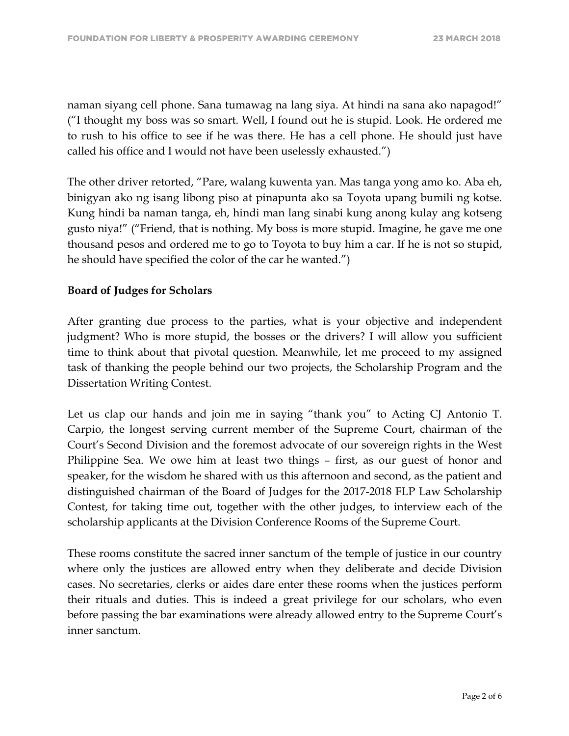naman siyang cell phone. Sana tumawag na lang siya. At hindi na sana ako napagod!" ("I thought my boss was so smart. Well, I found out he is stupid. Look. He ordered me to rush to his office to see if he was there. He has a cell phone. He should just have called his office and I would not have been uselessly exhausted.")

The other driver retorted, "Pare, walang kuwenta yan. Mas tanga yong amo ko. Aba eh, binigyan ako ng isang libong piso at pinapunta ako sa Toyota upang bumili ng kotse. Kung hindi ba naman tanga, eh, hindi man lang sinabi kung anong kulay ang kotseng gusto niya!" ("Friend, that is nothing. My boss is more stupid. Imagine, he gave me one thousand pesos and ordered me to go to Toyota to buy him a car. If he is not so stupid, he should have specified the color of the car he wanted.")

**Board of Judges for Scholars**

After granting due process to the parties, what is your objective and independent judgment? Who is more stupid, the bosses or the drivers? I will allow you sufficient time to think about that pivotal question. Meanwhile, let me proceed to my assigned task of thanking the people behind our two projects, the Scholarship Program and the Dissertation Writing Contest.

Let us clap our hands and join me in saying "thank you" to Acting CJ Antonio T. Carpio, the longest serving current member of the Supreme Court, chairman of the Court's Second Division and the foremost advocate of our sovereign rights in the West Philippine Sea. We owe him at least two things – first, as our guest of honor and speaker, for the wisdom he shared with us this afternoon and second, as the patient and distinguished chairman of the Board of Judges for the 2017-2018 FLP Law Scholarship Contest, for taking time out, together with the other judges, to interview each of the scholarship applicants at the Division Conference Rooms of the Supreme Court.

These rooms constitute the sacred inner sanctum of the temple of justice in our country where only the justices are allowed entry when they deliberate and decide Division cases. No secretaries, clerks or aides dare enter these rooms when the justices perform their rituals and duties. This is indeed a great privilege for our scholars, who even before passing the bar examinations were already allowed entry to the Supreme Court's inner sanctum.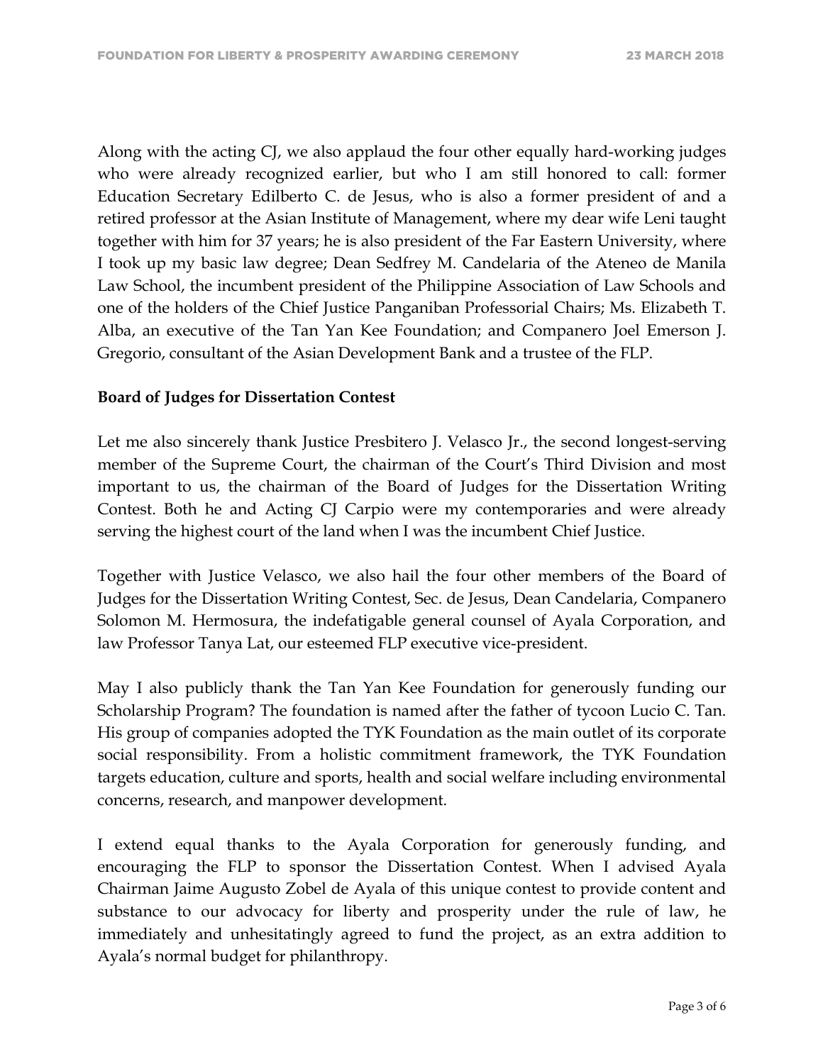Along with the acting CJ, we also applaud the four other equally hard-working judges who were already recognized earlier, but who I am still honored to call: former Education Secretary Edilberto C. de Jesus, who is also a former president of and a retired professor at the Asian Institute of Management, where my dear wife Leni taught together with him for 37 years; he is also president of the Far Eastern University, where I took up my basic law degree; Dean Sedfrey M. Candelaria of the Ateneo de Manila Law School, the incumbent president of the Philippine Association of Law Schools and one of the holders of the Chief Justice Panganiban Professorial Chairs; Ms. Elizabeth T. Alba, an executive of the Tan Yan Kee Foundation; and Companero Joel Emerson J. Gregorio, consultant of the Asian Development Bank and a trustee of the FLP.

**Board of Judges for Dissertation Contest**

Let me also sincerely thank Justice Presbitero J. Velasco Jr., the second longest-serving member of the Supreme Court, the chairman of the Court's Third Division and most important to us, the chairman of the Board of Judges for the Dissertation Writing Contest. Both he and Acting CJ Carpio were my contemporaries and were already serving the highest court of the land when I was the incumbent Chief Justice.

Together with Justice Velasco, we also hail the four other members of the Board of Judges for the Dissertation Writing Contest, Sec. de Jesus, Dean Candelaria, Companero Solomon M. Hermosura, the indefatigable general counsel of Ayala Corporation, and law Professor Tanya Lat, our esteemed FLP executive vice-president.

May I also publicly thank the Tan Yan Kee Foundation for generously funding our Scholarship Program? The foundation is named after the father of tycoon Lucio C. Tan. His group of companies adopted the TYK Foundation as the main outlet of its corporate social responsibility. From a holistic commitment framework, the TYK Foundation targets education, culture and sports, health and social welfare including environmental concerns, research, and manpower development.

I extend equal thanks to the Ayala Corporation for generously funding, and encouraging the FLP to sponsor the Dissertation Contest. When I advised Ayala Chairman Jaime Augusto Zobel de Ayala of this unique contest to provide content and substance to our advocacy for liberty and prosperity under the rule of law, he immediately and unhesitatingly agreed to fund the project, as an extra addition to Ayala's normal budget for philanthropy.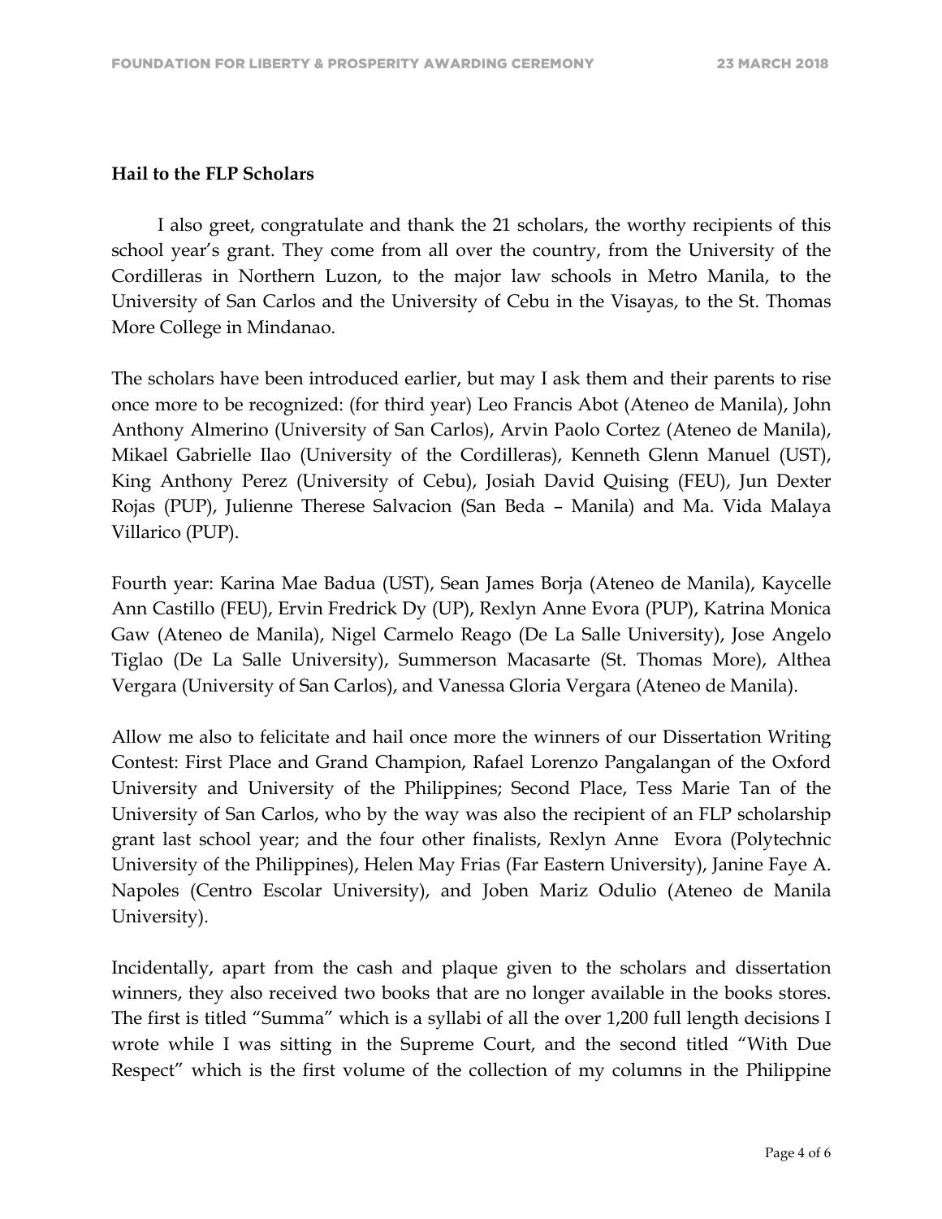**Hail to the FLP Scholars**

I also greet, congratulate and thank the 21 scholars, the worthy recipients of this school year's grant. They come from all over the country, from the University of the Cordilleras in Northern Luzon, to the major law schools in Metro Manila, to the University of San Carlos and the University of Cebu in the Visayas, to the St. Thomas More College in Mindanao.

The scholars have been introduced earlier, but may I ask them and their parents to rise once more to be recognized: (for third year) Leo Francis Abot (Ateneo de Manila), John Anthony Almerino (University of San Carlos), Arvin Paolo Cortez (Ateneo de Manila), Mikael Gabrielle Ilao (University of the Cordilleras), Kenneth Glenn Manuel (UST), King Anthony Perez (University of Cebu), Josiah David Quising (FEU), Jun Dexter Rojas (PUP), Julienne Therese Salvacion (San Beda – Manila) and Ma. Vida Malaya Villarico (PUP).

Fourth year: Karina Mae Badua (UST), Sean James Borja (Ateneo de Manila), Kaycelle Ann Castillo (FEU), Ervin Fredrick Dy (UP), Rexlyn Anne Evora (PUP), Katrina Monica Gaw (Ateneo de Manila), Nigel Carmelo Reago (De La Salle University), Jose Angelo Tiglao (De La Salle University), Summerson Macasarte (St. Thomas More), Althea Vergara (University of San Carlos), and Vanessa Gloria Vergara (Ateneo de Manila).

Allow me also to felicitate and hail once more the winners of our Dissertation Writing Contest: First Place and Grand Champion, Rafael Lorenzo Pangalangan of the Oxford University and University of the Philippines; Second Place, Tess Marie Tan of the University of San Carlos, who by the way was also the recipient of an FLP scholarship grant last school year; and the four other finalists, Rexlyn Anne Evora (Polytechnic University of the Philippines), Helen May Frias (Far Eastern University), Janine Faye A. Napoles (Centro Escolar University), and Joben Mariz Odulio (Ateneo de Manila University).

Incidentally, apart from the cash and plaque given to the scholars and dissertation winners, they also received two books that are no longer available in the books stores. The first is titled "Summa" which is a syllabi of all the over 1,200 full length decisions I wrote while I was sitting in the Supreme Court, and the second titled "With Due Respect" which is the first volume of the collection of my columns in the Philippine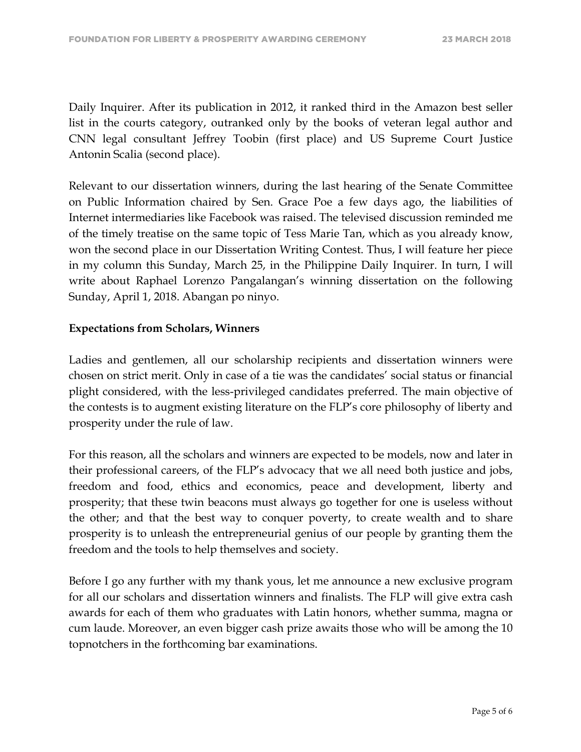Daily Inquirer. After its publication in 2012, it ranked third in the Amazon best seller list in the courts category, outranked only by the books of veteran legal author and CNN legal consultant Jeffrey Toobin (first place) and US Supreme Court Justice Antonin Scalia (second place).

Relevant to our dissertation winners, during the last hearing of the Senate Committee on Public Information chaired by Sen. Grace Poe a few days ago, the liabilities of Internet intermediaries like Facebook was raised. The televised discussion reminded me of the timely treatise on the same topic of Tess Marie Tan, which as you already know, won the second place in our Dissertation Writing Contest. Thus, I will feature her piece in my column this Sunday, March 25, in the Philippine Daily Inquirer. In turn, I will write about Raphael Lorenzo Pangalangan's winning dissertation on the following Sunday, April 1, 2018. Abangan po ninyo.

**Expectations from Scholars, Winners**

Ladies and gentlemen, all our scholarship recipients and dissertation winners were chosen on strict merit. Only in case of a tie was the candidates' social status or financial plight considered, with the less-privileged candidates preferred. The main objective of the contests is to augment existing literature on the FLP's core philosophy of liberty and prosperity under the rule of law.

For this reason, all the scholars and winners are expected to be models, now and later in their professional careers, of the FLP's advocacy that we all need both justice and jobs, freedom and food, ethics and economics, peace and development, liberty and prosperity; that these twin beacons must always go together for one is useless without the other; and that the best way to conquer poverty, to create wealth and to share prosperity is to unleash the entrepreneurial genius of our people by granting them the freedom and the tools to help themselves and society.

Before I go any further with my thank yous, let me announce a new exclusive program for all our scholars and dissertation winners and finalists. The FLP will give extra cash awards for each of them who graduates with Latin honors, whether summa, magna or cum laude. Moreover, an even bigger cash prize awaits those who will be among the 10 topnotchers in the forthcoming bar examinations.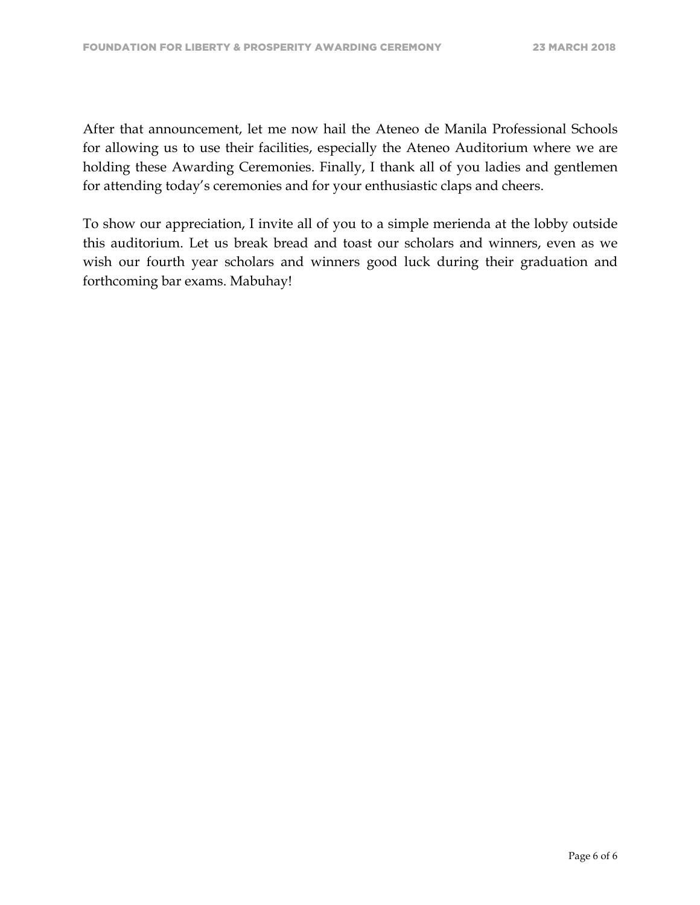After that announcement, let me now hail the Ateneo de Manila Professional Schools for allowing us to use their facilities, especially the Ateneo Auditorium where we are holding these Awarding Ceremonies. Finally, I thank all of you ladies and gentlemen for attending today's ceremonies and for your enthusiastic claps and cheers.

To show our appreciation, I invite all of you to a simple merienda at the lobby outside this auditorium. Let us break bread and toast our scholars and winners, even as we wish our fourth year scholars and winners good luck during their graduation and forthcoming bar exams. Mabuhay!